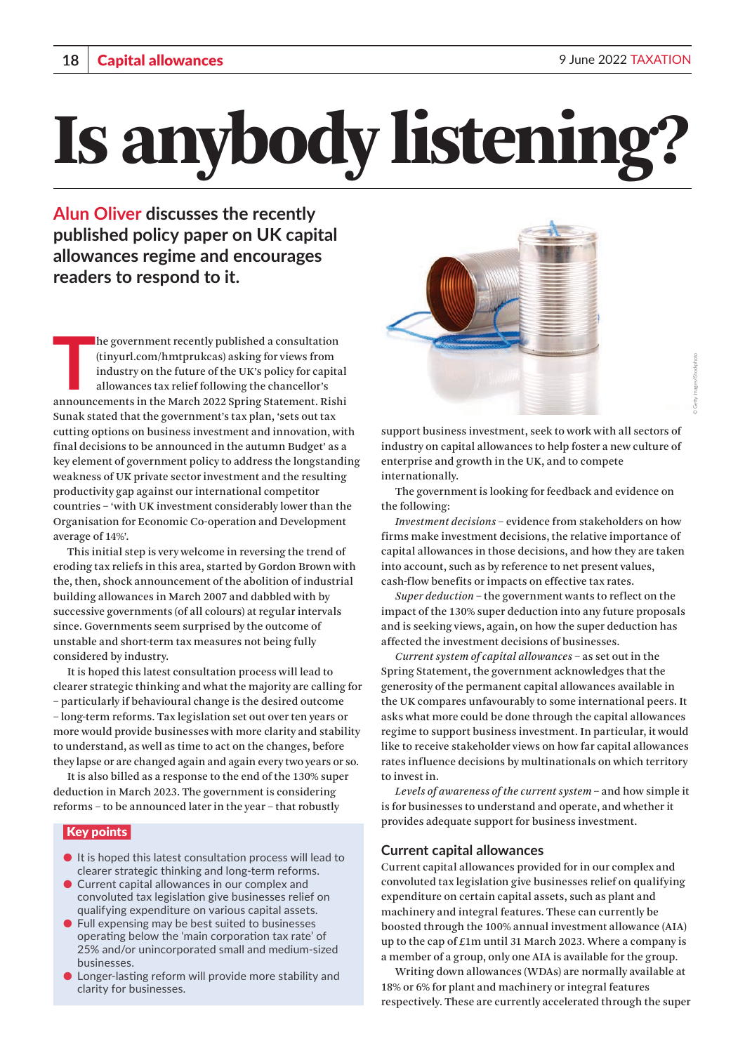# Is anybody listening?

**Alun Oliver discusses the recently published policy paper on UK capital allowances regime and encourages readers to respond to it.**

The government recently published a consultation (tinyurl.com/hmtprukcas) asking for views from industry on the future of the UK's policy for capital allowances tax relief following the chancellor's announcements in the March 2022 Spring Statement. Rishi Sunak stated that the government's tax plan, 'sets out tax cutting options on business investment and innovation, with final decisions to be announced in the autumn Budget' as a key element of government policy to address the longstanding weakness of UK private sector investment and the resulting productivity gap against our international competitor countries – 'with UK investment considerably lower than the Organisation for Economic Co-operation and Development average of 14%'.

This initial step is very welcome in reversing the trend of eroding tax reliefs in this area, started by Gordon Brown with the, then, shock announcement of the abolition of industrial building allowances in March 2007 and dabbled with by successive governments (of all colours) at regular intervals since. Governments seem surprised by the outcome of unstable and short-term tax measures not being fully considered by industry.

It is hoped this latest consultation process will lead to clearer strategic thinking and what the majority are calling for – particularly if behavioural change is the desired outcome – long-term reforms. Tax legislation set out over ten years or more would provide businesses with more clarity and stability to understand, as well as time to act on the changes, before they lapse or are changed again and again every two years or so.

It is also billed as a response to the end of the 130% super deduction in March 2023. The government is considering reforms – to be announced later in the year – that robustly support business investment, seek to work with all sectors of industry on capital allowances to help foster a new culture of enterprise and growth in the UK, and to compete internationally.

The government is looking for feedback and evidence on the following:

*Investment decisions* – evidence from stakeholders on how firms make investment decisions, the relative importance of capital allowances in those decisions, and how they are taken into account, such as by reference to net present values, cash-flow benefits or impacts on effective tax rates.

*Super deduction* – the government wants to reflect on the impact of the 130% super deduction into any future proposals and is seeking views, again, on how the super deduction has affected the investment decisions of businesses.

*Current system of capital allowances* – as set out in the Spring Statement, the government acknowledges that the generosity of the permanent capital allowances available in the UK compares unfavourably to some international peers. It asks what more could be done through the capital allowances regime to support business investment. In particular, it would like to receive stakeholder views on how far capital allowances rates influence decisions by multinationals on which territory to invest in.

*Levels of awareness of the current system* – and how simple it is for businesses to understand and operate, and whether it provides adequate support for business investment.

**Key points**

- It is hoped this latest consultation process will lead to clearer strategic thinking and long-term reforms.
- Current capital allowances in our complex and convoluted tax legislation give businesses relief on qualifying expenditure on various capital assets.
- Full expensing may be best suited to businesses operating below the 'main corporation tax rate' of 25% and/or unincorporated small and medium-sized businesses.
- Longer-lasting reform will provide more stability and clarity for businesses.

## Current capital allowances

Current capital allowances provided for in our complex and convoluted tax legislation give businesses relief on qualifying expenditure on certain capital assets, such as plant and machinery and integral features. These can currently be boosted through the 100% annual investment allowance (AIA) up to the cap of £1m until 31 March 2023. Where a company is a member of a group, only one AIA is available for the group.

Writing down allowances (WDAs) are normally available at 18% or 6% for plant and machinery or integral features respectively. These are currently accelerated through the super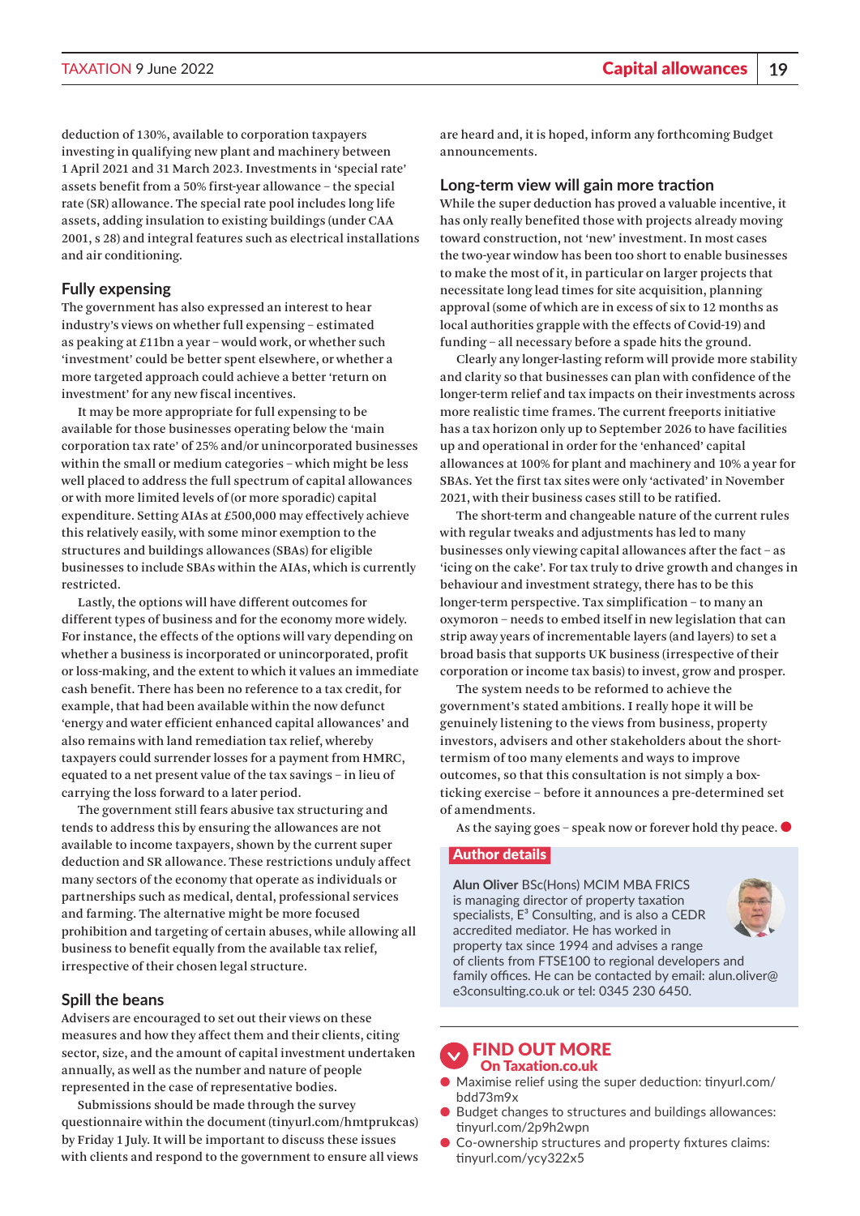deduction of 130%, available to corporation taxpayers investing in qualifying new plant and machinery between 1 April 2021 and 31 March 2023. Investments in 'special rate' assets benefit from a 50% first-year allowance – the special rate (SR) allowance. The special rate pool includes long life assets, adding insulation to existing buildings (under CAA 2001, s 28) and integral features such as electrical installations and air conditioning.

## Fully expensing

The government has also expressed an interest to hear industry's views on whether full expensing – estimated as peaking at £11bn a year – would work, or whether such 'investment' could be better spent elsewhere, or whether a more targeted approach could achieve a better 'return on investment' for any new fiscal incentives.

It may be more appropriate for full expensing to be available for those businesses operating below the 'main corporation tax rate' of 25% and/or unincorporated businesses within the small or medium categories – which might be less well placed to address the full spectrum of capital allowances or with more limited levels of (or more sporadic) capital expenditure. Setting AIAs at £500,000 may effectively achieve this relatively easily, with some minor exemption to the structures and buildings allowances (SBAs) for eligible businesses to include SBAs within the AIAs, which is currently restricted.

Lastly, the options will have different outcomes for different types of business and for the economy more widely. For instance, the effects of the options will vary depending on whether a business is incorporated or unincorporated, profit or loss-making, and the extent to which it values an immediate cash benefit. There has been no reference to a tax credit, for example, that had been available within the now defunct 'energy and water efficient enhanced capital allowances' and also remains with land remediation tax relief, whereby taxpayers could surrender losses for a payment from HMRC, equated to a net present value of the tax savings – in lieu of carrying the loss forward to a later period.

The government still fears abusive tax structuring and tends to address this by ensuring the allowances are not available to income taxpayers, shown by the current super deduction and SR allowance. These restrictions unduly affect many sectors of the economy that operate as individuals or partnerships such as medical, dental, professional services and farming. The alternative might be more focused prohibition and targeting of certain abuses, while allowing all business to benefit equally from the available tax relief, irrespective of their chosen legal structure.

## Spill the beans

Advisers are encouraged to set out their views on these measures and how they affect them and their clients, citing sector, size, and the amount of capital investment undertaken annually, as well as the number and nature of people represented in the case of representative bodies.

Submissions should be made through the survey questionnaire within the document (tinyurl.com/hmtprukcas) by Friday 1 July. It will be important to discuss these issues with clients and respond to the government to ensure all views are heard and, it is hoped, inform any forthcoming Budget announcements.

## Long-term view will gain more traction

While the super deduction has proved a valuable incentive, it has only really benefited those with projects already moving toward construction, not 'new' investment. In most cases the two-year window has been too short to enable businesses to make the most of it, in particular on larger projects that necessitate long lead times for site acquisition, planning approval (some of which are in excess of six to 12 months as local authorities grapple with the effects of Covid-19) and funding – all necessary before a spade hits the ground.

Clearly any longer-lasting reform will provide more stability and clarity so that businesses can plan with confidence of the longer-term relief and tax impacts on their investments across more realistic time frames. The current freeports initiative has a tax horizon only up to September 2026 to have facilities up and operational in order for the 'enhanced' capital allowances at 100% for plant and machinery and 10% a year for SBAs. Yet the first tax sites were only 'activated' in November 2021, with their business cases still to be ratified.

The short-term and changeable nature of the current rules with regular tweaks and adjustments has led to many businesses only viewing capital allowances after the fact – as 'icing on the cake'. For tax truly to drive growth and changes in behaviour and investment strategy, there has to be this longer-term perspective. Tax simplification – to many an oxymoron – needs to embed itself in new legislation that can strip away years of incrementable layers (and layers) to set a broad basis that supports UK business (irrespective of their corporation or income tax basis) to invest, grow and prosper.

The system needs to be reformed to achieve the government's stated ambitions. I really hope it will be genuinely listening to the views from business, property investors, advisers and other stakeholders about the short-termism of too many elements and ways to improve outcomes, so that this consultation is not simply a box-ticking exercise – before it announces a pre-determined set of amendments.

As the saying goes – speak now or forever hold thy peace.

**Author details**

**Alun Oliver** BSc(Hons) MCIM MBA FRICS is managing director of property taxation specialists, E³ Consulting, and is also a CEDR accredited mediator. He has worked in property tax since 1994 and advises a range of clients from FTSE100 to regional developers and family offices. He can be contacted by email: alun.oliver@e3consulting.co.uk or tel: 0345 230 6450.

**FIND OUT MORE**
**On Taxation.co.uk**

- Maximise relief using the super deduction: tinyurl.com/bdd73m9x
- Budget changes to structures and buildings allowances: tinyurl.com/2p9h2wpn
- Co-ownership structures and property fixtures claims: tinyurl.com/ycy322x5